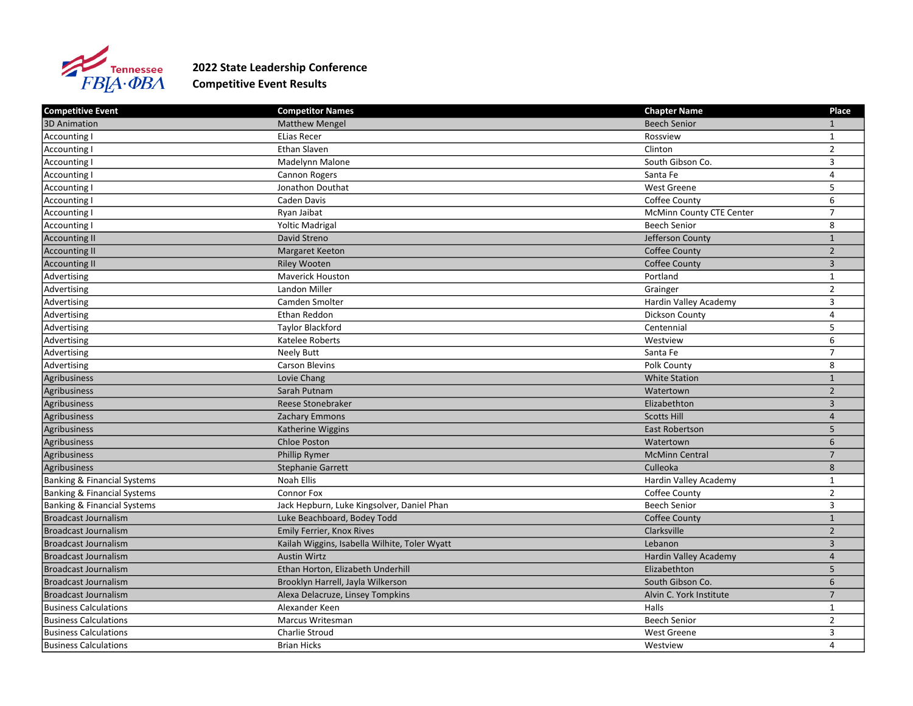Tennessee FBLA·ΦBΛ

## 2022 State Leadership Conference
## Competitive Event Results

| Competitive Event | Competitor Names | Chapter Name | Place |
|---|---|---|---|
| 3D Animation | Matthew Mengel | Beech Senior | 1 |
| Accounting I | ELias Recer | Rossview | 1 |
| Accounting I | Ethan Slaven | Clinton | 2 |
| Accounting I | Madelynn Malone | South Gibson Co. | 3 |
| Accounting I | Cannon Rogers | Santa Fe | 4 |
| Accounting I | Jonathon Douthat | West Greene | 5 |
| Accounting I | Caden Davis | Coffee County | 6 |
| Accounting I | Ryan Jaibat | McMinn County CTE Center | 7 |
| Accounting I | Yoltic Madrigal | Beech Senior | 8 |
| Accounting II | David Streno | Jefferson County | 1 |
| Accounting II | Margaret Keeton | Coffee County | 2 |
| Accounting II | Riley Wooten | Coffee County | 3 |
| Advertising | Maverick Houston | Portland | 1 |
| Advertising | Landon Miller | Grainger | 2 |
| Advertising | Camden Smolter | Hardin Valley Academy | 3 |
| Advertising | Ethan Reddon | Dickson County | 4 |
| Advertising | Taylor Blackford | Centennial | 5 |
| Advertising | Katelee Roberts | Westview | 6 |
| Advertising | Neely Butt | Santa Fe | 7 |
| Advertising | Carson Blevins | Polk County | 8 |
| Agribusiness | Lovie Chang | White Station | 1 |
| Agribusiness | Sarah Putnam | Watertown | 2 |
| Agribusiness | Reese Stonebraker | Elizabethton | 3 |
| Agribusiness | Zachary Emmons | Scotts Hill | 4 |
| Agribusiness | Katherine Wiggins | East Robertson | 5 |
| Agribusiness | Chloe Poston | Watertown | 6 |
| Agribusiness | Phillip Rymer | McMinn Central | 7 |
| Agribusiness | Stephanie Garrett | Culleoka | 8 |
| Banking & Financial Systems | Noah Ellis | Hardin Valley Academy | 1 |
| Banking & Financial Systems | Connor Fox | Coffee County | 2 |
| Banking & Financial Systems | Jack Hepburn, Luke Kingsolver, Daniel Phan | Beech Senior | 3 |
| Broadcast Journalism | Luke Beachboard, Bodey Todd | Coffee County | 1 |
| Broadcast Journalism | Emily Ferrier, Knox Rives | Clarksville | 2 |
| Broadcast Journalism | Kailah Wiggins, Isabella Wilhite, Toler Wyatt | Lebanon | 3 |
| Broadcast Journalism | Austin Wirtz | Hardin Valley Academy | 4 |
| Broadcast Journalism | Ethan Horton, Elizabeth Underhill | Elizabethton | 5 |
| Broadcast Journalism | Brooklyn Harrell, Jayla Wilkerson | South Gibson Co. | 6 |
| Broadcast Journalism | Alexa Delacruze, Linsey Tompkins | Alvin C. York Institute | 7 |
| Business Calculations | Alexander Keen | Halls | 1 |
| Business Calculations | Marcus Writesman | Beech Senior | 2 |
| Business Calculations | Charlie Stroud | West Greene | 3 |
| Business Calculations | Brian Hicks | Westview | 4 |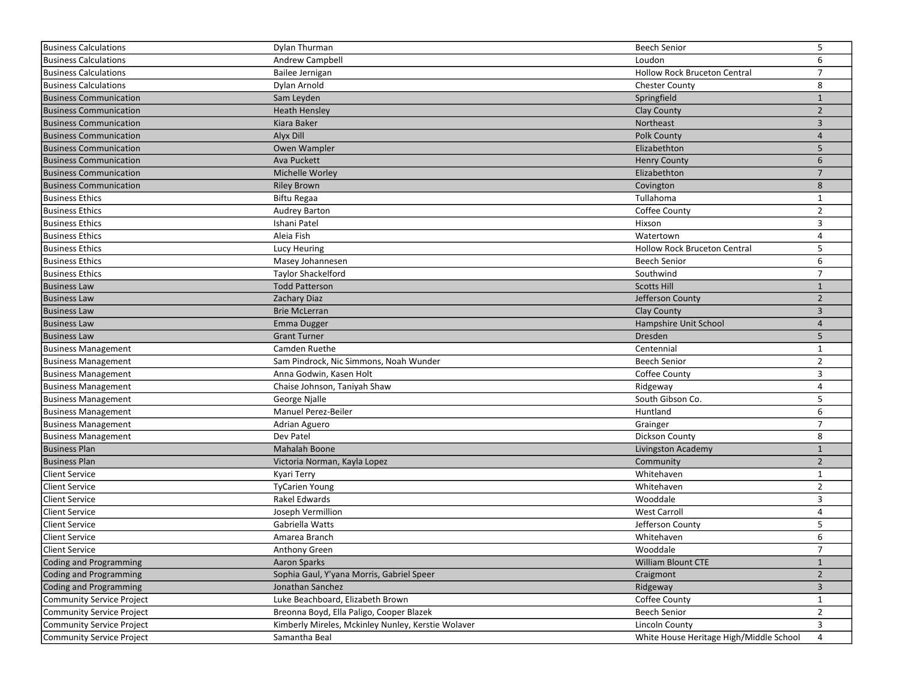| | | | |
|---|---|---|---|
| Business Calculations | Dylan Thurman | Beech Senior | 5 |
| Business Calculations | Andrew Campbell | Loudon | 6 |
| Business Calculations | Bailee Jernigan | Hollow Rock Bruceton Central | 7 |
| Business Calculations | Dylan Arnold | Chester County | 8 |
| Business Communication | Sam Leyden | Springfield | 1 |
| Business Communication | Heath Hensley | Clay County | 2 |
| Business Communication | Kiara Baker | Northeast | 3 |
| Business Communication | Alyx Dill | Polk County | 4 |
| Business Communication | Owen Wampler | Elizabethton | 5 |
| Business Communication | Ava Puckett | Henry County | 6 |
| Business Communication | Michelle Worley | Elizabethton | 7 |
| Business Communication | Riley Brown | Covington | 8 |
| Business Ethics | Biftu Regaa | Tullahoma | 1 |
| Business Ethics | Audrey Barton | Coffee County | 2 |
| Business Ethics | Ishani Patel | Hixson | 3 |
| Business Ethics | Aleia Fish | Watertown | 4 |
| Business Ethics | Lucy Heuring | Hollow Rock Bruceton Central | 5 |
| Business Ethics | Masey Johannesen | Beech Senior | 6 |
| Business Ethics | Taylor Shackelford | Southwind | 7 |
| Business Law | Todd Patterson | Scotts Hill | 1 |
| Business Law | Zachary Diaz | Jefferson County | 2 |
| Business Law | Brie McLerran | Clay County | 3 |
| Business Law | Emma Dugger | Hampshire Unit School | 4 |
| Business Law | Grant Turner | Dresden | 5 |
| Business Management | Camden Ruethe | Centennial | 1 |
| Business Management | Sam Pindrock, Nic Simmons, Noah Wunder | Beech Senior | 2 |
| Business Management | Anna Godwin, Kasen Holt | Coffee County | 3 |
| Business Management | Chaise Johnson, Taniyah Shaw | Ridgeway | 4 |
| Business Management | George Njalle | South Gibson Co. | 5 |
| Business Management | Manuel Perez-Beiler | Huntland | 6 |
| Business Management | Adrian Aguero | Grainger | 7 |
| Business Management | Dev Patel | Dickson County | 8 |
| Business Plan | Mahalah Boone | Livingston Academy | 1 |
| Business Plan | Victoria Norman, Kayla Lopez | Community | 2 |
| Client Service | Kyari Terry | Whitehaven | 1 |
| Client Service | TyCarien Young | Whitehaven | 2 |
| Client Service | Rakel Edwards | Wooddale | 3 |
| Client Service | Joseph Vermillion | West Carroll | 4 |
| Client Service | Gabriella Watts | Jefferson County | 5 |
| Client Service | Amarea Branch | Whitehaven | 6 |
| Client Service | Anthony Green | Wooddale | 7 |
| Coding and Programming | Aaron Sparks | William Blount CTE | 1 |
| Coding and Programming | Sophia Gaul, Y'yana Morris, Gabriel Speer | Craigmont | 2 |
| Coding and Programming | Jonathan Sanchez | Ridgeway | 3 |
| Community Service Project | Luke Beachboard, Elizabeth Brown | Coffee County | 1 |
| Community Service Project | Breonna Boyd, Ella Paligo, Cooper Blazek | Beech Senior | 2 |
| Community Service Project | Kimberly Mireles, Mckinley Nunley, Kerstie Wolaver | Lincoln County | 3 |
| Community Service Project | Samantha Beal | White House Heritage High/Middle School | 4 |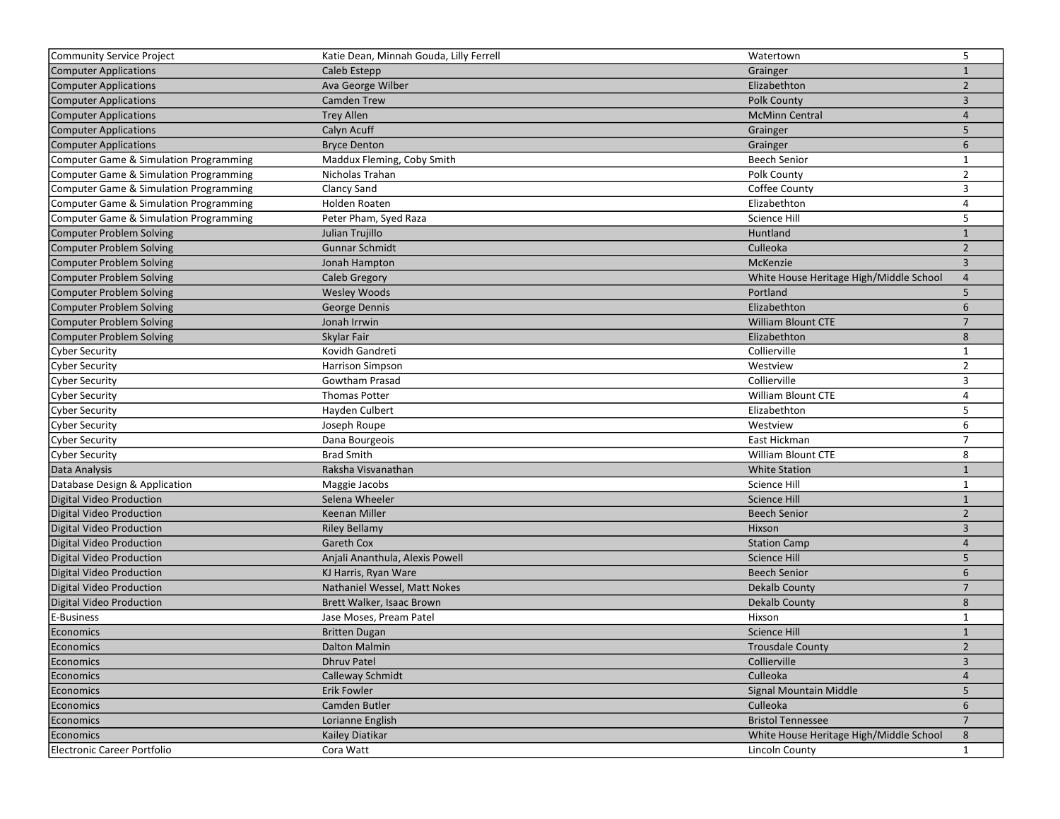| | | | |
|---|---|---|---|
| Community Service Project | Katie Dean, Minnah Gouda, Lilly Ferrell | Watertown | 5 |
| Computer Applications | Caleb Estepp | Grainger | 1 |
| Computer Applications | Ava George Wilber | Elizabethton | 2 |
| Computer Applications | Camden Trew | Polk County | 3 |
| Computer Applications | Trey Allen | McMinn Central | 4 |
| Computer Applications | Calyn Acuff | Grainger | 5 |
| Computer Applications | Bryce Denton | Grainger | 6 |
| Computer Game & Simulation Programming | Maddux Fleming, Coby Smith | Beech Senior | 1 |
| Computer Game & Simulation Programming | Nicholas Trahan | Polk County | 2 |
| Computer Game & Simulation Programming | Clancy Sand | Coffee County | 3 |
| Computer Game & Simulation Programming | Holden Roaten | Elizabethton | 4 |
| Computer Game & Simulation Programming | Peter Pham, Syed Raza | Science Hill | 5 |
| Computer Problem Solving | Julian Trujillo | Huntland | 1 |
| Computer Problem Solving | Gunnar Schmidt | Culleoka | 2 |
| Computer Problem Solving | Jonah Hampton | McKenzie | 3 |
| Computer Problem Solving | Caleb Gregory | White House Heritage High/Middle School | 4 |
| Computer Problem Solving | Wesley Woods | Portland | 5 |
| Computer Problem Solving | George Dennis | Elizabethton | 6 |
| Computer Problem Solving | Jonah Irrwin | William Blount CTE | 7 |
| Computer Problem Solving | Skylar Fair | Elizabethton | 8 |
| Cyber Security | Kovidh Gandreti | Collierville | 1 |
| Cyber Security | Harrison Simpson | Westview | 2 |
| Cyber Security | Gowtham Prasad | Collierville | 3 |
| Cyber Security | Thomas Potter | William Blount CTE | 4 |
| Cyber Security | Hayden Culbert | Elizabethton | 5 |
| Cyber Security | Joseph Roupe | Westview | 6 |
| Cyber Security | Dana Bourgeois | East Hickman | 7 |
| Cyber Security | Brad Smith | William Blount CTE | 8 |
| Data Analysis | Raksha Visvanathan | White Station | 1 |
| Database Design & Application | Maggie Jacobs | Science Hill | 1 |
| Digital Video Production | Selena Wheeler | Science Hill | 1 |
| Digital Video Production | Keenan Miller | Beech Senior | 2 |
| Digital Video Production | Riley Bellamy | Hixson | 3 |
| Digital Video Production | Gareth Cox | Station Camp | 4 |
| Digital Video Production | Anjali Ananthula, Alexis Powell | Science Hill | 5 |
| Digital Video Production | KJ Harris, Ryan Ware | Beech Senior | 6 |
| Digital Video Production | Nathaniel Wessel, Matt Nokes | Dekalb County | 7 |
| Digital Video Production | Brett Walker, Isaac Brown | Dekalb County | 8 |
| E-Business | Jase Moses, Pream Patel | Hixson | 1 |
| Economics | Britten Dugan | Science Hill | 1 |
| Economics | Dalton Malmin | Trousdale County | 2 |
| Economics | Dhruv Patel | Collierville | 3 |
| Economics | Calleway Schmidt | Culleoka | 4 |
| Economics | Erik Fowler | Signal Mountain Middle | 5 |
| Economics | Camden Butler | Culleoka | 6 |
| Economics | Lorianne English | Bristol Tennessee | 7 |
| Economics | Kailey Diatikar | White House Heritage High/Middle School | 8 |
| Electronic Career Portfolio | Cora Watt | Lincoln County | 1 |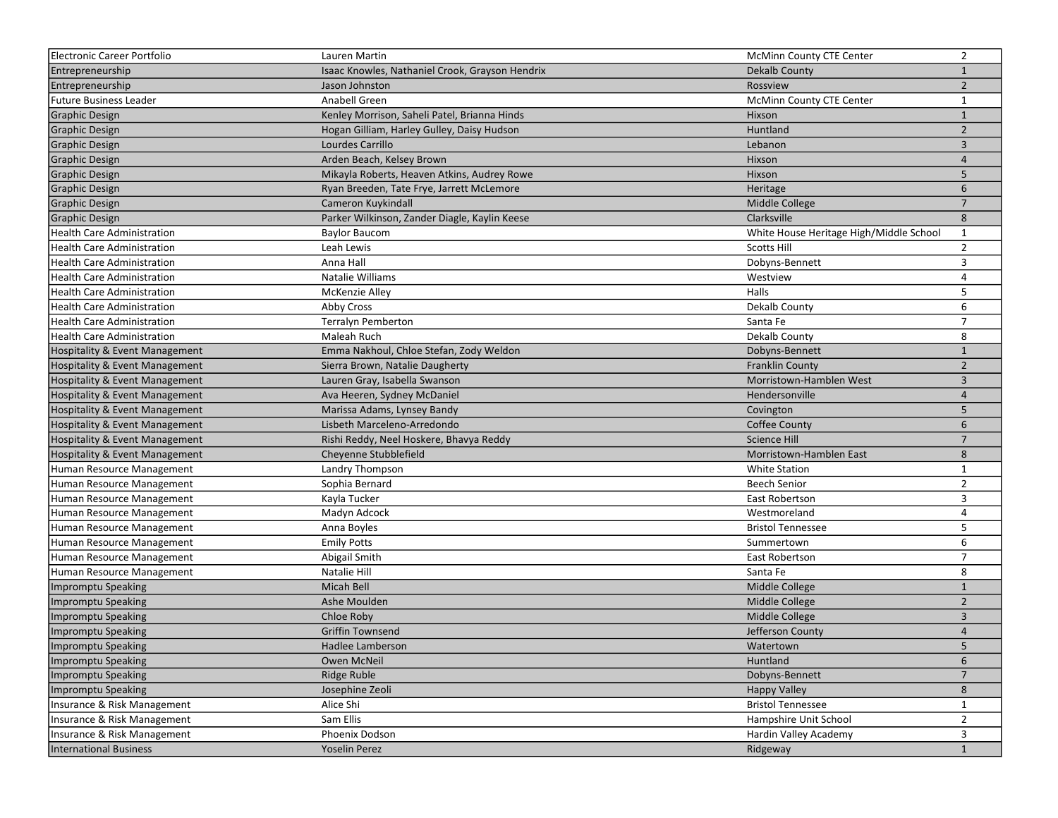| | | | |
|---|---|---|---|
| Electronic Career Portfolio | Lauren Martin | McMinn County CTE Center | 2 |
| Entrepreneurship | Isaac Knowles, Nathaniel Crook, Grayson Hendrix | Dekalb County | 1 |
| Entrepreneurship | Jason Johnston | Rossview | 2 |
| Future Business Leader | Anabell Green | McMinn County CTE Center | 1 |
| Graphic Design | Kenley Morrison, Saheli Patel, Brianna Hinds | Hixson | 1 |
| Graphic Design | Hogan Gilliam, Harley Gulley, Daisy Hudson | Huntland | 2 |
| Graphic Design | Lourdes Carrillo | Lebanon | 3 |
| Graphic Design | Arden Beach, Kelsey Brown | Hixson | 4 |
| Graphic Design | Mikayla Roberts, Heaven Atkins, Audrey Rowe | Hixson | 5 |
| Graphic Design | Ryan Breeden, Tate Frye, Jarrett McLemore | Heritage | 6 |
| Graphic Design | Cameron Kuykindall | Middle College | 7 |
| Graphic Design | Parker Wilkinson, Zander Diagle, Kaylin Keese | Clarksville | 8 |
| Health Care Administration | Baylor Baucom | White House Heritage High/Middle School | 1 |
| Health Care Administration | Leah Lewis | Scotts Hill | 2 |
| Health Care Administration | Anna Hall | Dobyns-Bennett | 3 |
| Health Care Administration | Natalie Williams | Westview | 4 |
| Health Care Administration | McKenzie Alley | Halls | 5 |
| Health Care Administration | Abby Cross | Dekalb County | 6 |
| Health Care Administration | Terralyn Pemberton | Santa Fe | 7 |
| Health Care Administration | Maleah Ruch | Dekalb County | 8 |
| Hospitality & Event Management | Emma Nakhoul, Chloe Stefan, Zody Weldon | Dobyns-Bennett | 1 |
| Hospitality & Event Management | Sierra Brown, Natalie Daugherty | Franklin County | 2 |
| Hospitality & Event Management | Lauren Gray, Isabella Swanson | Morristown-Hamblen West | 3 |
| Hospitality & Event Management | Ava Heeren, Sydney McDaniel | Hendersonville | 4 |
| Hospitality & Event Management | Marissa Adams, Lynsey Bandy | Covington | 5 |
| Hospitality & Event Management | Lisbeth Marceleno-Arredondo | Coffee County | 6 |
| Hospitality & Event Management | Rishi Reddy, Neel Hoskere, Bhavya Reddy | Science Hill | 7 |
| Hospitality & Event Management | Cheyenne Stubblefield | Morristown-Hamblen East | 8 |
| Human Resource Management | Landry Thompson | White Station | 1 |
| Human Resource Management | Sophia Bernard | Beech Senior | 2 |
| Human Resource Management | Kayla Tucker | East Robertson | 3 |
| Human Resource Management | Madyn Adcock | Westmoreland | 4 |
| Human Resource Management | Anna Boyles | Bristol Tennessee | 5 |
| Human Resource Management | Emily Potts | Summertown | 6 |
| Human Resource Management | Abigail Smith | East Robertson | 7 |
| Human Resource Management | Natalie Hill | Santa Fe | 8 |
| Impromptu Speaking | Micah Bell | Middle College | 1 |
| Impromptu Speaking | Ashe Moulden | Middle College | 2 |
| Impromptu Speaking | Chloe Roby | Middle College | 3 |
| Impromptu Speaking | Griffin Townsend | Jefferson County | 4 |
| Impromptu Speaking | Hadlee Lamberson | Watertown | 5 |
| Impromptu Speaking | Owen McNeil | Huntland | 6 |
| Impromptu Speaking | Ridge Ruble | Dobyns-Bennett | 7 |
| Impromptu Speaking | Josephine Zeoli | Happy Valley | 8 |
| Insurance & Risk Management | Alice Shi | Bristol Tennessee | 1 |
| Insurance & Risk Management | Sam Ellis | Hampshire Unit School | 2 |
| Insurance & Risk Management | Phoenix Dodson | Hardin Valley Academy | 3 |
| International Business | Yoselin Perez | Ridgeway | 1 |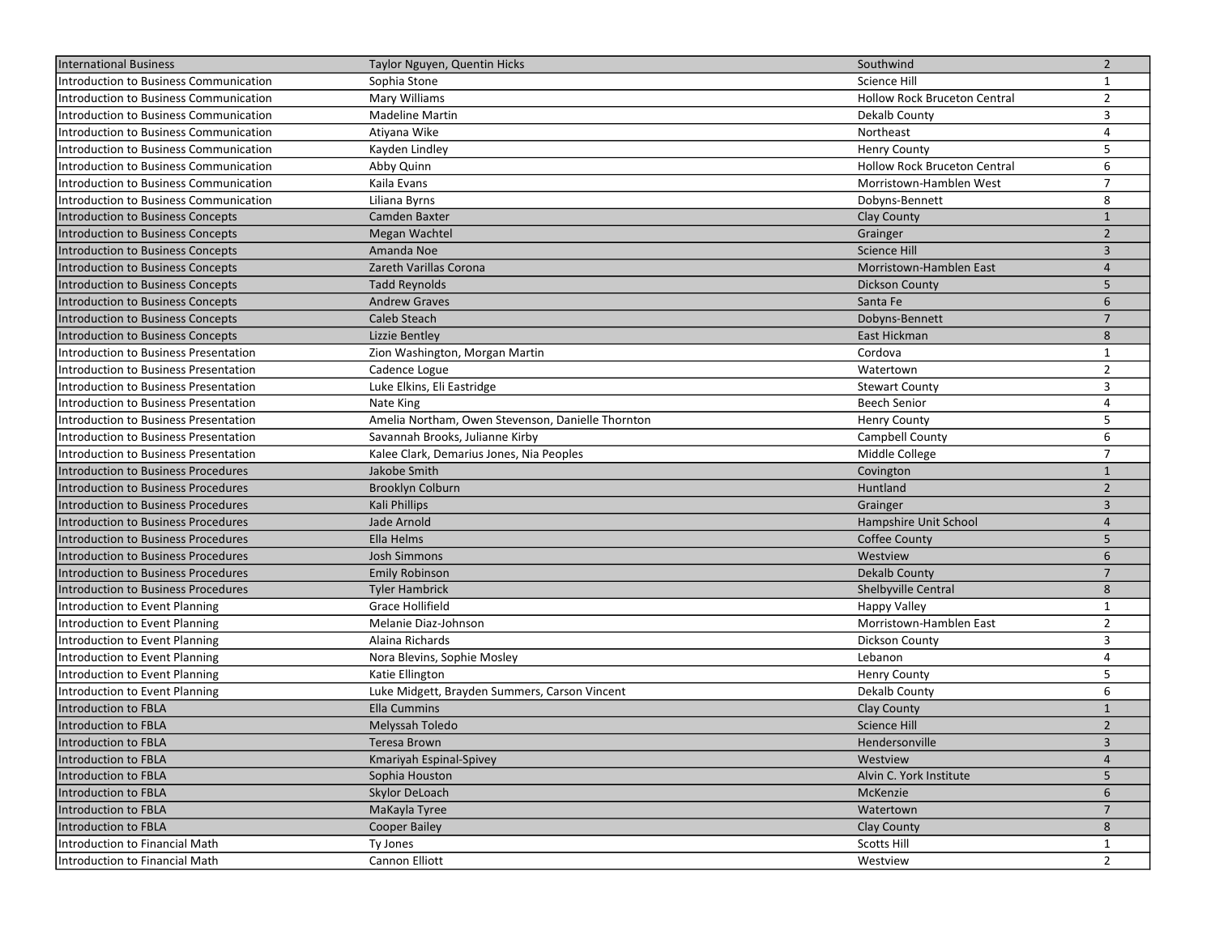| International Business | Taylor Nguyen, Quentin Hicks | Southwind | 2 |
|---|---|---|---|
| Introduction to Business Communication | Sophia Stone | Science Hill | 1 |
| Introduction to Business Communication | Mary Williams | Hollow Rock Bruceton Central | 2 |
| Introduction to Business Communication | Madeline Martin | Dekalb County | 3 |
| Introduction to Business Communication | Atiyana Wike | Northeast | 4 |
| Introduction to Business Communication | Kayden Lindley | Henry County | 5 |
| Introduction to Business Communication | Abby Quinn | Hollow Rock Bruceton Central | 6 |
| Introduction to Business Communication | Kaila Evans | Morristown-Hamblen West | 7 |
| Introduction to Business Communication | Liliana Byrns | Dobyns-Bennett | 8 |
| Introduction to Business Concepts | Camden Baxter | Clay County | 1 |
| Introduction to Business Concepts | Megan Wachtel | Grainger | 2 |
| Introduction to Business Concepts | Amanda Noe | Science Hill | 3 |
| Introduction to Business Concepts | Zareth Varillas Corona | Morristown-Hamblen East | 4 |
| Introduction to Business Concepts | Tadd Reynolds | Dickson County | 5 |
| Introduction to Business Concepts | Andrew Graves | Santa Fe | 6 |
| Introduction to Business Concepts | Caleb Steach | Dobyns-Bennett | 7 |
| Introduction to Business Concepts | Lizzie Bentley | East Hickman | 8 |
| Introduction to Business Presentation | Zion Washington, Morgan Martin | Cordova | 1 |
| Introduction to Business Presentation | Cadence Logue | Watertown | 2 |
| Introduction to Business Presentation | Luke Elkins, Eli Eastridge | Stewart County | 3 |
| Introduction to Business Presentation | Nate King | Beech Senior | 4 |
| Introduction to Business Presentation | Amelia Northam, Owen Stevenson, Danielle Thornton | Henry County | 5 |
| Introduction to Business Presentation | Savannah Brooks, Julianne Kirby | Campbell County | 6 |
| Introduction to Business Presentation | Kalee Clark, Demarius Jones, Nia Peoples | Middle College | 7 |
| Introduction to Business Procedures | Jakobe Smith | Covington | 1 |
| Introduction to Business Procedures | Brooklyn Colburn | Huntland | 2 |
| Introduction to Business Procedures | Kali Phillips | Grainger | 3 |
| Introduction to Business Procedures | Jade Arnold | Hampshire Unit School | 4 |
| Introduction to Business Procedures | Ella Helms | Coffee County | 5 |
| Introduction to Business Procedures | Josh Simmons | Westview | 6 |
| Introduction to Business Procedures | Emily Robinson | Dekalb County | 7 |
| Introduction to Business Procedures | Tyler Hambrick | Shelbyville Central | 8 |
| Introduction to Event Planning | Grace Hollifield | Happy Valley | 1 |
| Introduction to Event Planning | Melanie Diaz-Johnson | Morristown-Hamblen East | 2 |
| Introduction to Event Planning | Alaina Richards | Dickson County | 3 |
| Introduction to Event Planning | Nora Blevins, Sophie Mosley | Lebanon | 4 |
| Introduction to Event Planning | Katie Ellington | Henry County | 5 |
| Introduction to Event Planning | Luke Midgett, Brayden Summers, Carson Vincent | Dekalb County | 6 |
| Introduction to FBLA | Ella Cummins | Clay County | 1 |
| Introduction to FBLA | Melyssah Toledo | Science Hill | 2 |
| Introduction to FBLA | Teresa Brown | Hendersonville | 3 |
| Introduction to FBLA | Kmariyah Espinal-Spivey | Westview | 4 |
| Introduction to FBLA | Sophia Houston | Alvin C. York Institute | 5 |
| Introduction to FBLA | Skylor DeLoach | McKenzie | 6 |
| Introduction to FBLA | MaKayla Tyree | Watertown | 7 |
| Introduction to FBLA | Cooper Bailey | Clay County | 8 |
| Introduction to Financial Math | Ty Jones | Scotts Hill | 1 |
| Introduction to Financial Math | Cannon Elliott | Westview | 2 |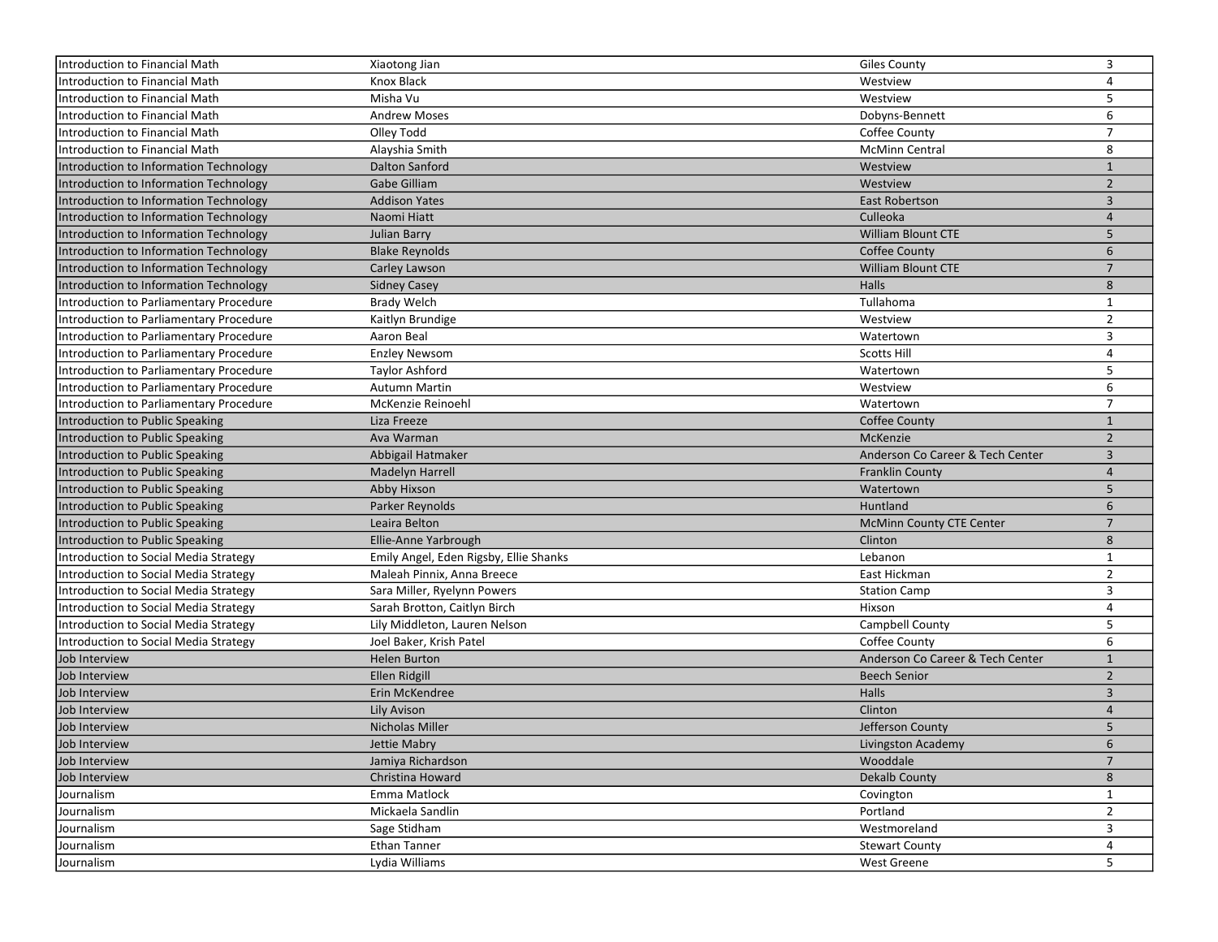| Introduction to Financial Math | Xiaotong Jian | Giles County | 3 |
|---|---|---|---|
| Introduction to Financial Math | Knox Black | Westview | 4 |
| Introduction to Financial Math | Misha Vu | Westview | 5 |
| Introduction to Financial Math | Andrew Moses | Dobyns-Bennett | 6 |
| Introduction to Financial Math | Olley Todd | Coffee County | 7 |
| Introduction to Financial Math | Alayshia Smith | McMinn Central | 8 |
| Introduction to Information Technology | Dalton Sanford | Westview | 1 |
| Introduction to Information Technology | Gabe Gilliam | Westview | 2 |
| Introduction to Information Technology | Addison Yates | East Robertson | 3 |
| Introduction to Information Technology | Naomi Hiatt | Culleoka | 4 |
| Introduction to Information Technology | Julian Barry | William Blount CTE | 5 |
| Introduction to Information Technology | Blake Reynolds | Coffee County | 6 |
| Introduction to Information Technology | Carley Lawson | William Blount CTE | 7 |
| Introduction to Information Technology | Sidney Casey | Halls | 8 |
| Introduction to Parliamentary Procedure | Brady Welch | Tullahoma | 1 |
| Introduction to Parliamentary Procedure | Kaitlyn Brundige | Westview | 2 |
| Introduction to Parliamentary Procedure | Aaron Beal | Watertown | 3 |
| Introduction to Parliamentary Procedure | Enzley Newsom | Scotts Hill | 4 |
| Introduction to Parliamentary Procedure | Taylor Ashford | Watertown | 5 |
| Introduction to Parliamentary Procedure | Autumn Martin | Westview | 6 |
| Introduction to Parliamentary Procedure | McKenzie Reinoehl | Watertown | 7 |
| Introduction to Public Speaking | Liza Freeze | Coffee County | 1 |
| Introduction to Public Speaking | Ava Warman | McKenzie | 2 |
| Introduction to Public Speaking | Abbigail Hatmaker | Anderson Co Career & Tech Center | 3 |
| Introduction to Public Speaking | Madelyn Harrell | Franklin County | 4 |
| Introduction to Public Speaking | Abby Hixson | Watertown | 5 |
| Introduction to Public Speaking | Parker Reynolds | Huntland | 6 |
| Introduction to Public Speaking | Leaira Belton | McMinn County CTE Center | 7 |
| Introduction to Public Speaking | Ellie-Anne Yarbrough | Clinton | 8 |
| Introduction to Social Media Strategy | Emily Angel, Eden Rigsby, Ellie Shanks | Lebanon | 1 |
| Introduction to Social Media Strategy | Maleah Pinnix, Anna Breece | East Hickman | 2 |
| Introduction to Social Media Strategy | Sara Miller, Ryelynn Powers | Station Camp | 3 |
| Introduction to Social Media Strategy | Sarah Brotton, Caitlyn Birch | Hixson | 4 |
| Introduction to Social Media Strategy | Lily Middleton, Lauren Nelson | Campbell County | 5 |
| Introduction to Social Media Strategy | Joel Baker, Krish Patel | Coffee County | 6 |
| Job Interview | Helen Burton | Anderson Co Career & Tech Center | 1 |
| Job Interview | Ellen Ridgill | Beech Senior | 2 |
| Job Interview | Erin McKendree | Halls | 3 |
| Job Interview | Lily Avison | Clinton | 4 |
| Job Interview | Nicholas Miller | Jefferson County | 5 |
| Job Interview | Jettie Mabry | Livingston Academy | 6 |
| Job Interview | Jamiya Richardson | Wooddale | 7 |
| Job Interview | Christina Howard | Dekalb County | 8 |
| Journalism | Emma Matlock | Covington | 1 |
| Journalism | Mickaela Sandlin | Portland | 2 |
| Journalism | Sage Stidham | Westmoreland | 3 |
| Journalism | Ethan Tanner | Stewart County | 4 |
| Journalism | Lydia Williams | West Greene | 5 |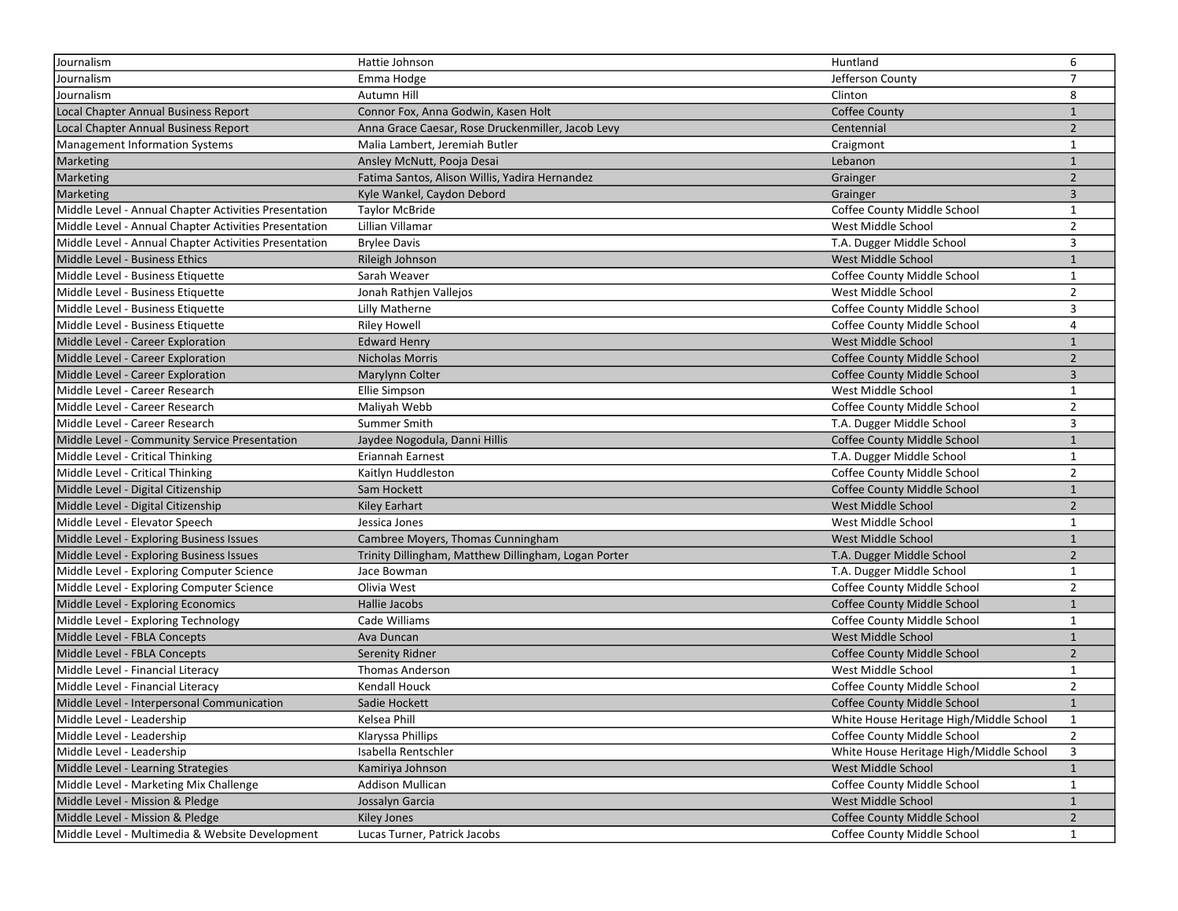| Journalism | Hattie Johnson | Huntland | 6 |
|---|---|---|---|
| Journalism | Emma Hodge | Jefferson County | 7 |
| Journalism | Autumn Hill | Clinton | 8 |
| Local Chapter Annual Business Report | Connor Fox, Anna Godwin, Kasen Holt | Coffee County | 1 |
| Local Chapter Annual Business Report | Anna Grace Caesar, Rose Druckenmiller, Jacob Levy | Centennial | 2 |
| Management Information Systems | Malia Lambert, Jeremiah Butler | Craigmont | 1 |
| Marketing | Ansley McNutt, Pooja Desai | Lebanon | 1 |
| Marketing | Fatima Santos, Alison Willis, Yadira Hernandez | Grainger | 2 |
| Marketing | Kyle Wankel, Caydon Debord | Grainger | 3 |
| Middle Level - Annual Chapter Activities Presentation | Taylor McBride | Coffee County Middle School | 1 |
| Middle Level - Annual Chapter Activities Presentation | Lillian Villamar | West Middle School | 2 |
| Middle Level - Annual Chapter Activities Presentation | Brylee Davis | T.A. Dugger Middle School | 3 |
| Middle Level - Business Ethics | Rileigh Johnson | West Middle School | 1 |
| Middle Level - Business Etiquette | Sarah Weaver | Coffee County Middle School | 1 |
| Middle Level - Business Etiquette | Jonah Rathjen Vallejos | West Middle School | 2 |
| Middle Level - Business Etiquette | Lilly Matherne | Coffee County Middle School | 3 |
| Middle Level - Business Etiquette | Riley Howell | Coffee County Middle School | 4 |
| Middle Level - Career Exploration | Edward Henry | West Middle School | 1 |
| Middle Level - Career Exploration | Nicholas Morris | Coffee County Middle School | 2 |
| Middle Level - Career Exploration | Marylynn Colter | Coffee County Middle School | 3 |
| Middle Level - Career Research | Ellie Simpson | West Middle School | 1 |
| Middle Level - Career Research | Maliyah Webb | Coffee County Middle School | 2 |
| Middle Level - Career Research | Summer Smith | T.A. Dugger Middle School | 3 |
| Middle Level - Community Service Presentation | Jaydee Nogodula, Danni Hillis | Coffee County Middle School | 1 |
| Middle Level - Critical Thinking | Eriannah Earnest | T.A. Dugger Middle School | 1 |
| Middle Level - Critical Thinking | Kaitlyn Huddleston | Coffee County Middle School | 2 |
| Middle Level - Digital Citizenship | Sam Hockett | Coffee County Middle School | 1 |
| Middle Level - Digital Citizenship | Kiley Earhart | West Middle School | 2 |
| Middle Level - Elevator Speech | Jessica Jones | West Middle School | 1 |
| Middle Level - Exploring Business Issues | Cambree Moyers, Thomas Cunningham | West Middle School | 1 |
| Middle Level - Exploring Business Issues | Trinity Dillingham, Matthew Dillingham, Logan Porter | T.A. Dugger Middle School | 2 |
| Middle Level - Exploring Computer Science | Jace Bowman | T.A. Dugger Middle School | 1 |
| Middle Level - Exploring Computer Science | Olivia West | Coffee County Middle School | 2 |
| Middle Level - Exploring Economics | Hallie Jacobs | Coffee County Middle School | 1 |
| Middle Level - Exploring Technology | Cade Williams | Coffee County Middle School | 1 |
| Middle Level - FBLA Concepts | Ava Duncan | West Middle School | 1 |
| Middle Level - FBLA Concepts | Serenity Ridner | Coffee County Middle School | 2 |
| Middle Level - Financial Literacy | Thomas Anderson | West Middle School | 1 |
| Middle Level - Financial Literacy | Kendall Houck | Coffee County Middle School | 2 |
| Middle Level - Interpersonal Communication | Sadie Hockett | Coffee County Middle School | 1 |
| Middle Level - Leadership | Kelsea Phill | White House Heritage High/Middle School | 1 |
| Middle Level - Leadership | Klaryssa Phillips | Coffee County Middle School | 2 |
| Middle Level - Leadership | Isabella Rentschler | White House Heritage High/Middle School | 3 |
| Middle Level - Learning Strategies | Kamiriya Johnson | West Middle School | 1 |
| Middle Level - Marketing Mix Challenge | Addison Mullican | Coffee County Middle School | 1 |
| Middle Level - Mission & Pledge | Jossalyn Garcia | West Middle School | 1 |
| Middle Level - Mission & Pledge | Kiley Jones | Coffee County Middle School | 2 |
| Middle Level - Multimedia & Website Development | Lucas Turner, Patrick Jacobs | Coffee County Middle School | 1 |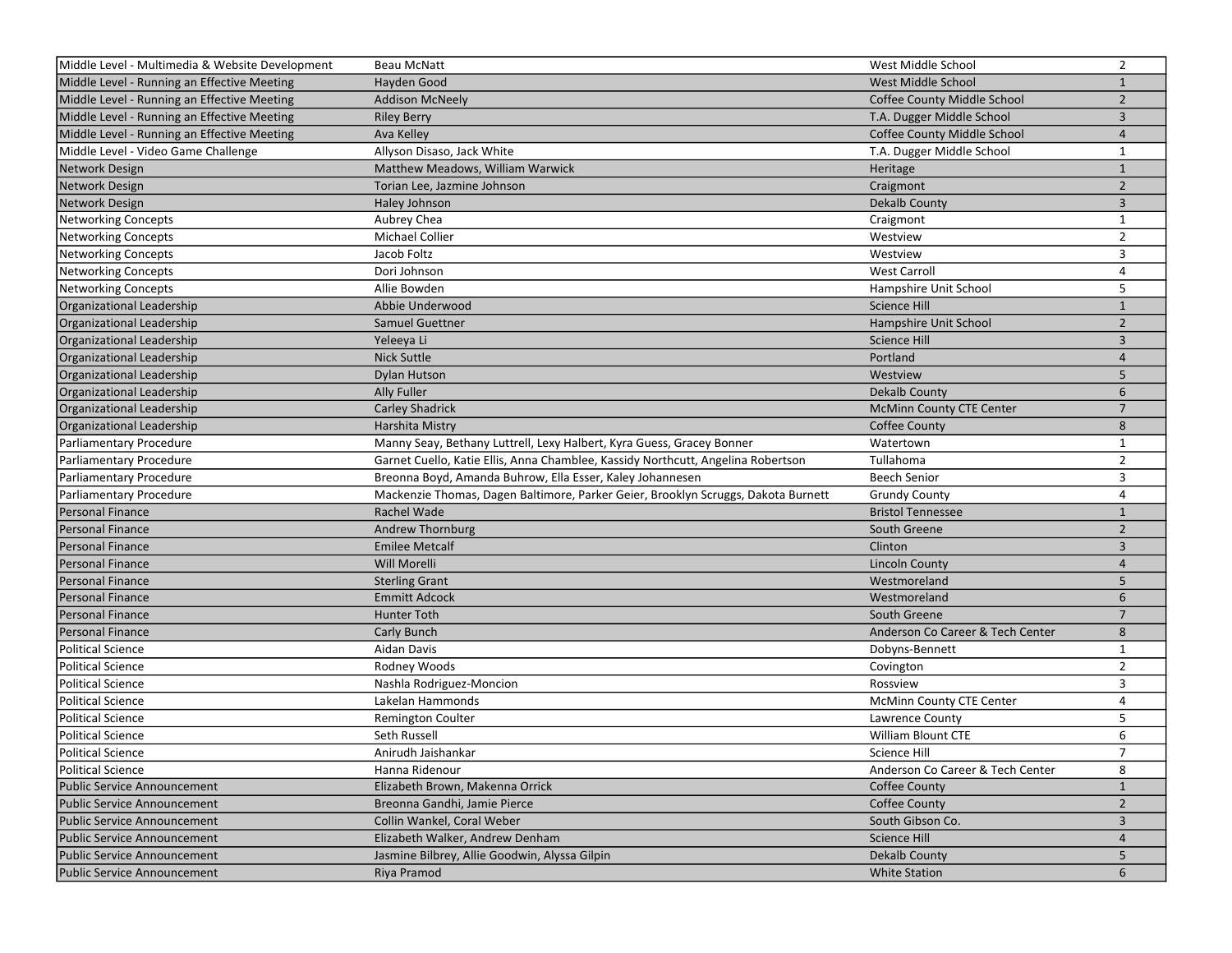| | | | |
|---|---|---|---|
| Middle Level - Multimedia & Website Development | Beau McNatt | West Middle School | 2 |
| Middle Level - Running an Effective Meeting | Hayden Good | West Middle School | 1 |
| Middle Level - Running an Effective Meeting | Addison McNeely | Coffee County Middle School | 2 |
| Middle Level - Running an Effective Meeting | Riley Berry | T.A. Dugger Middle School | 3 |
| Middle Level - Running an Effective Meeting | Ava Kelley | Coffee County Middle School | 4 |
| Middle Level - Video Game Challenge | Allyson Disaso, Jack White | T.A. Dugger Middle School | 1 |
| Network Design | Matthew Meadows, William Warwick | Heritage | 1 |
| Network Design | Torian Lee, Jazmine Johnson | Craigmont | 2 |
| Network Design | Haley Johnson | Dekalb County | 3 |
| Networking Concepts | Aubrey Chea | Craigmont | 1 |
| Networking Concepts | Michael Collier | Westview | 2 |
| Networking Concepts | Jacob Foltz | Westview | 3 |
| Networking Concepts | Dori Johnson | West Carroll | 4 |
| Networking Concepts | Allie Bowden | Hampshire Unit School | 5 |
| Organizational Leadership | Abbie Underwood | Science Hill | 1 |
| Organizational Leadership | Samuel Guettner | Hampshire Unit School | 2 |
| Organizational Leadership | Yeleeya Li | Science Hill | 3 |
| Organizational Leadership | Nick Suttle | Portland | 4 |
| Organizational Leadership | Dylan Hutson | Westview | 5 |
| Organizational Leadership | Ally Fuller | Dekalb County | 6 |
| Organizational Leadership | Carley Shadrick | McMinn County CTE Center | 7 |
| Organizational Leadership | Harshita Mistry | Coffee County | 8 |
| Parliamentary Procedure | Manny Seay, Bethany Luttrell, Lexy Halbert, Kyra Guess, Gracey Bonner | Watertown | 1 |
| Parliamentary Procedure | Garnet Cuello, Katie Ellis, Anna Chamblee, Kassidy Northcutt, Angelina Robertson | Tullahoma | 2 |
| Parliamentary Procedure | Breonna Boyd, Amanda Buhrow, Ella Esser, Kaley Johannesen | Beech Senior | 3 |
| Parliamentary Procedure | Mackenzie Thomas, Dagen Baltimore, Parker Geier, Brooklyn Scruggs, Dakota Burnett | Grundy County | 4 |
| Personal Finance | Rachel Wade | Bristol Tennessee | 1 |
| Personal Finance | Andrew Thornburg | South Greene | 2 |
| Personal Finance | Emilee Metcalf | Clinton | 3 |
| Personal Finance | Will Morelli | Lincoln County | 4 |
| Personal Finance | Sterling Grant | Westmoreland | 5 |
| Personal Finance | Emmitt Adcock | Westmoreland | 6 |
| Personal Finance | Hunter Toth | South Greene | 7 |
| Personal Finance | Carly Bunch | Anderson Co Career & Tech Center | 8 |
| Political Science | Aidan Davis | Dobyns-Bennett | 1 |
| Political Science | Rodney Woods | Covington | 2 |
| Political Science | Nashla Rodriguez-Moncion | Rossview | 3 |
| Political Science | Lakelan Hammonds | McMinn County CTE Center | 4 |
| Political Science | Remington Coulter | Lawrence County | 5 |
| Political Science | Seth Russell | William Blount CTE | 6 |
| Political Science | Anirudh Jaishankar | Science Hill | 7 |
| Political Science | Hanna Ridenour | Anderson Co Career & Tech Center | 8 |
| Public Service Announcement | Elizabeth Brown, Makenna Orrick | Coffee County | 1 |
| Public Service Announcement | Breonna Gandhi, Jamie Pierce | Coffee County | 2 |
| Public Service Announcement | Collin Wankel, Coral Weber | South Gibson Co. | 3 |
| Public Service Announcement | Elizabeth Walker, Andrew Denham | Science Hill | 4 |
| Public Service Announcement | Jasmine Bilbrey, Allie Goodwin, Alyssa Gilpin | Dekalb County | 5 |
| Public Service Announcement | Riya Pramod | White Station | 6 |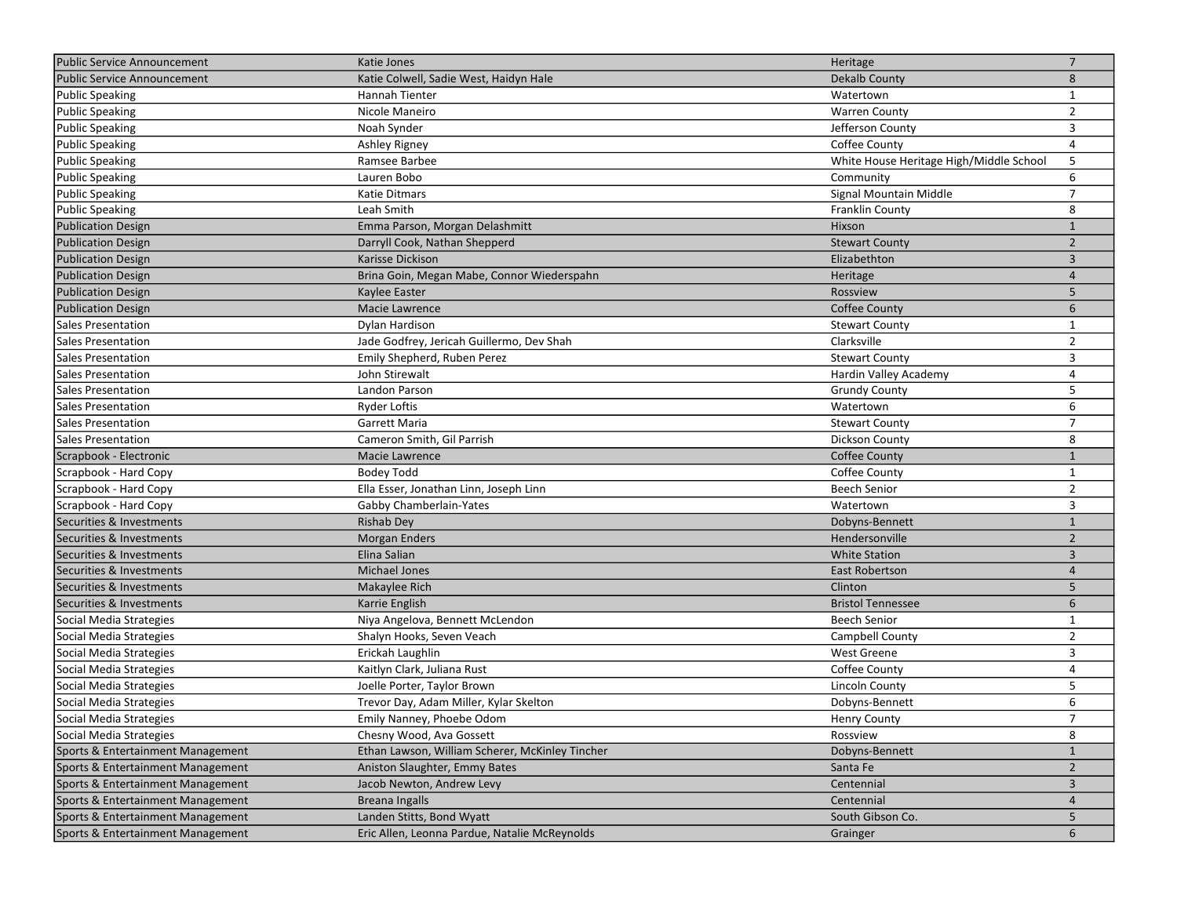| | | | |
|---|---|---|---|
| Public Service Announcement | Katie Jones | Heritage | 7 |
| Public Service Announcement | Katie Colwell, Sadie West, Haidyn Hale | Dekalb County | 8 |
| Public Speaking | Hannah Tienter | Watertown | 1 |
| Public Speaking | Nicole Maneiro | Warren County | 2 |
| Public Speaking | Noah Synder | Jefferson County | 3 |
| Public Speaking | Ashley Rigney | Coffee County | 4 |
| Public Speaking | Ramsee Barbee | White House Heritage High/Middle School | 5 |
| Public Speaking | Lauren Bobo | Community | 6 |
| Public Speaking | Katie Ditmars | Signal Mountain Middle | 7 |
| Public Speaking | Leah Smith | Franklin County | 8 |
| Publication Design | Emma Parson, Morgan Delashmitt | Hixson | 1 |
| Publication Design | Darryll Cook, Nathan Shepperd | Stewart County | 2 |
| Publication Design | Karisse Dickison | Elizabethton | 3 |
| Publication Design | Brina Goin, Megan Mabe, Connor Wiederspahn | Heritage | 4 |
| Publication Design | Kaylee Easter | Rossview | 5 |
| Publication Design | Macie Lawrence | Coffee County | 6 |
| Sales Presentation | Dylan Hardison | Stewart County | 1 |
| Sales Presentation | Jade Godfrey, Jericah Guillermo, Dev Shah | Clarksville | 2 |
| Sales Presentation | Emily Shepherd, Ruben Perez | Stewart County | 3 |
| Sales Presentation | John Stirewalt | Hardin Valley Academy | 4 |
| Sales Presentation | Landon Parson | Grundy County | 5 |
| Sales Presentation | Ryder Loftis | Watertown | 6 |
| Sales Presentation | Garrett Maria | Stewart County | 7 |
| Sales Presentation | Cameron Smith, Gil Parrish | Dickson County | 8 |
| Scrapbook - Electronic | Macie Lawrence | Coffee County | 1 |
| Scrapbook - Hard Copy | Bodey Todd | Coffee County | 1 |
| Scrapbook - Hard Copy | Ella Esser, Jonathan Linn, Joseph Linn | Beech Senior | 2 |
| Scrapbook - Hard Copy | Gabby Chamberlain-Yates | Watertown | 3 |
| Securities & Investments | Rishab Dey | Dobyns-Bennett | 1 |
| Securities & Investments | Morgan Enders | Hendersonville | 2 |
| Securities & Investments | Elina Salian | White Station | 3 |
| Securities & Investments | Michael Jones | East Robertson | 4 |
| Securities & Investments | Makaylee Rich | Clinton | 5 |
| Securities & Investments | Karrie English | Bristol Tennessee | 6 |
| Social Media Strategies | Niya Angelova, Bennett McLendon | Beech Senior | 1 |
| Social Media Strategies | Shalyn Hooks, Seven Veach | Campbell County | 2 |
| Social Media Strategies | Erickah Laughlin | West Greene | 3 |
| Social Media Strategies | Kaitlyn Clark, Juliana Rust | Coffee County | 4 |
| Social Media Strategies | Joelle Porter, Taylor Brown | Lincoln County | 5 |
| Social Media Strategies | Trevor Day, Adam Miller, Kylar Skelton | Dobyns-Bennett | 6 |
| Social Media Strategies | Emily Nanney, Phoebe Odom | Henry County | 7 |
| Social Media Strategies | Chesny Wood, Ava Gossett | Rossview | 8 |
| Sports & Entertainment Management | Ethan Lawson, William Scherer, McKinley Tincher | Dobyns-Bennett | 1 |
| Sports & Entertainment Management | Aniston Slaughter, Emmy Bates | Santa Fe | 2 |
| Sports & Entertainment Management | Jacob Newton, Andrew Levy | Centennial | 3 |
| Sports & Entertainment Management | Breana Ingalls | Centennial | 4 |
| Sports & Entertainment Management | Landen Stitts, Bond Wyatt | South Gibson Co. | 5 |
| Sports & Entertainment Management | Eric Allen, Leonna Pardue, Natalie McReynolds | Grainger | 6 |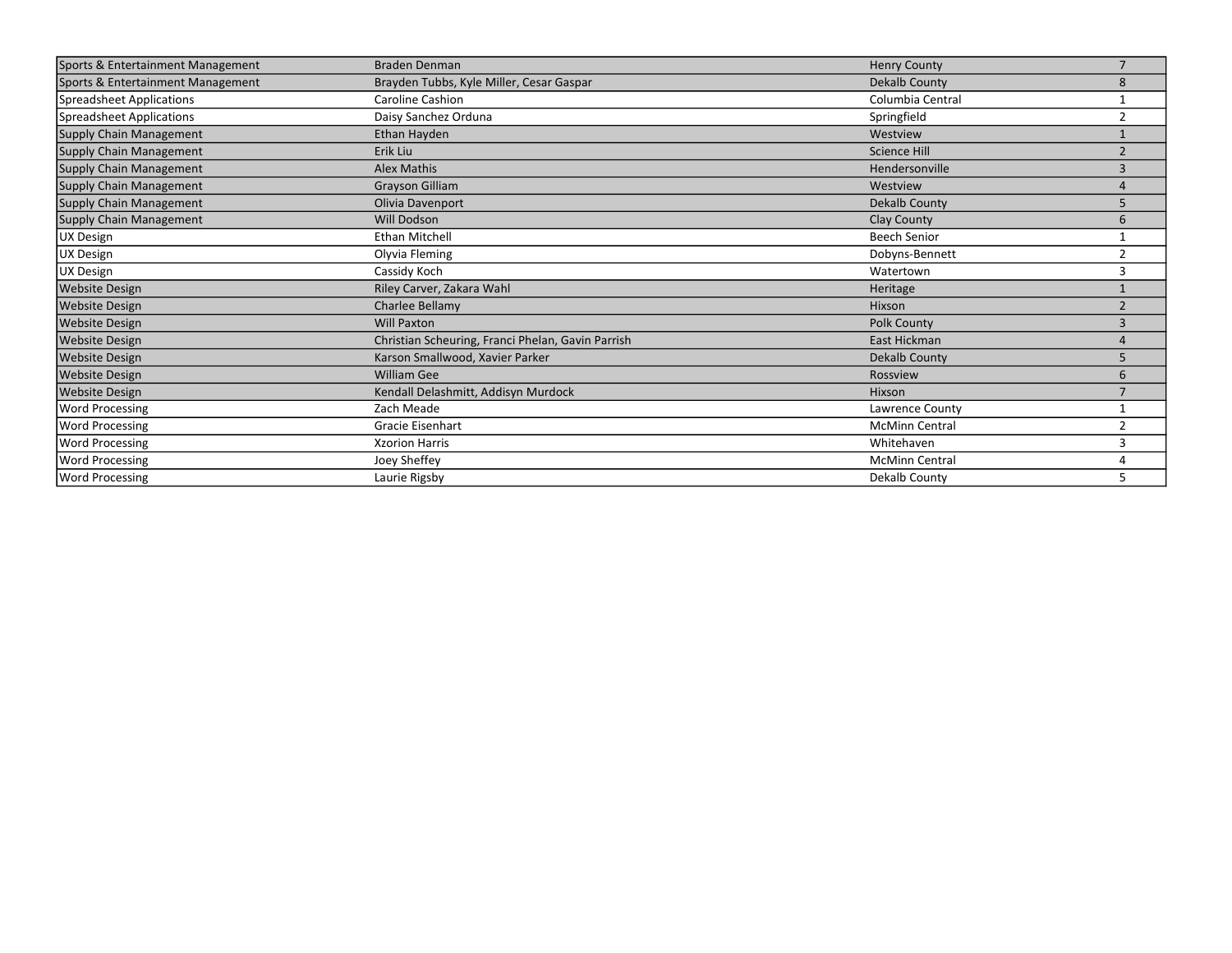| | | | |
|---|---|---|---|
| Sports & Entertainment Management | Braden Denman | Henry County | 7 |
| Sports & Entertainment Management | Brayden Tubbs, Kyle Miller, Cesar Gaspar | Dekalb County | 8 |
| Spreadsheet Applications | Caroline Cashion | Columbia Central | 1 |
| Spreadsheet Applications | Daisy Sanchez Orduna | Springfield | 2 |
| Supply Chain Management | Ethan Hayden | Westview | 1 |
| Supply Chain Management | Erik Liu | Science Hill | 2 |
| Supply Chain Management | Alex Mathis | Hendersonville | 3 |
| Supply Chain Management | Grayson Gilliam | Westview | 4 |
| Supply Chain Management | Olivia Davenport | Dekalb County | 5 |
| Supply Chain Management | Will Dodson | Clay County | 6 |
| UX Design | Ethan Mitchell | Beech Senior | 1 |
| UX Design | Olyvia Fleming | Dobyns-Bennett | 2 |
| UX Design | Cassidy Koch | Watertown | 3 |
| Website Design | Riley Carver, Zakara Wahl | Heritage | 1 |
| Website Design | Charlee Bellamy | Hixson | 2 |
| Website Design | Will Paxton | Polk County | 3 |
| Website Design | Christian Scheuring, Franci Phelan, Gavin Parrish | East Hickman | 4 |
| Website Design | Karson Smallwood, Xavier Parker | Dekalb County | 5 |
| Website Design | William Gee | Rossview | 6 |
| Website Design | Kendall Delashmitt, Addisyn Murdock | Hixson | 7 |
| Word Processing | Zach Meade | Lawrence County | 1 |
| Word Processing | Gracie Eisenhart | McMinn Central | 2 |
| Word Processing | Xzorion Harris | Whitehaven | 3 |
| Word Processing | Joey Sheffey | McMinn Central | 4 |
| Word Processing | Laurie Rigsby | Dekalb County | 5 |